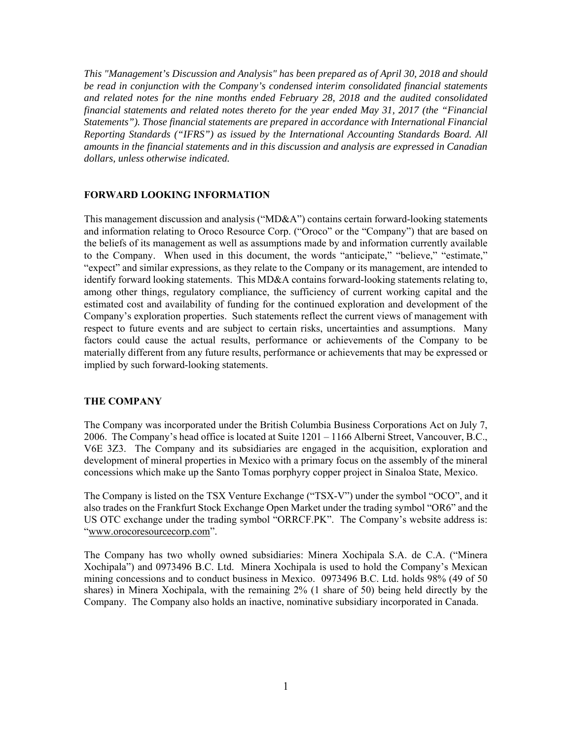*This "Management's Discussion and Analysis" has been prepared as of April 30, 2018 and should be read in conjunction with the Company's condensed interim consolidated financial statements and related notes for the nine months ended February 28, 2018 and the audited consolidated financial statements and related notes thereto for the year ended May 31, 2017 (the "Financial Statements"). Those financial statements are prepared in accordance with International Financial Reporting Standards ("IFRS") as issued by the International Accounting Standards Board. All amounts in the financial statements and in this discussion and analysis are expressed in Canadian dollars, unless otherwise indicated.*

## FORWARD LOOKING INFORMATION

This management discussion and analysis ("MD&A") contains certain forward-looking statements and information relating to Oroco Resource Corp. ("Oroco" or the "Company") that are based on the beliefs of its management as well as assumptions made by and information currently available to the Company. When used in this document, the words "anticipate," "believe," "estimate," "expect" and similar expressions, as they relate to the Company or its management, are intended to identify forward looking statements. This MD&A contains forward-looking statements relating to, among other things, regulatory compliance, the sufficiency of current working capital and the estimated cost and availability of funding for the continued exploration and development of the Company's exploration properties. Such statements reflect the current views of management with respect to future events and are subject to certain risks, uncertainties and assumptions. Many factors could cause the actual results, performance or achievements of the Company to be materially different from any future results, performance or achievements that may be expressed or implied by such forward-looking statements.

## THE COMPANY

The Company was incorporated under the British Columbia Business Corporations Act on July 7, 2006. The Company's head office is located at Suite 1201 – 1166 Alberni Street, Vancouver, B.C., V6E 3Z3. The Company and its subsidiaries are engaged in the acquisition, exploration and development of mineral properties in Mexico with a primary focus on the assembly of the mineral concessions which make up the Santo Tomas porphyry copper project in Sinaloa State, Mexico.

The Company is listed on the TSX Venture Exchange ("TSX-V") under the symbol "OCO", and it also trades on the Frankfurt Stock Exchange Open Market under the trading symbol "OR6" and the US OTC exchange under the trading symbol "ORRCF.PK". The Company's website address is: "www.orocoresourcecorp.com".

The Company has two wholly owned subsidiaries: Minera Xochipala S.A. de C.A. ("Minera Xochipala") and 0973496 B.C. Ltd. Minera Xochipala is used to hold the Company's Mexican mining concessions and to conduct business in Mexico. 0973496 B.C. Ltd. holds 98% (49 of 50 shares) in Minera Xochipala, with the remaining 2% (1 share of 50) being held directly by the Company. The Company also holds an inactive, nominative subsidiary incorporated in Canada.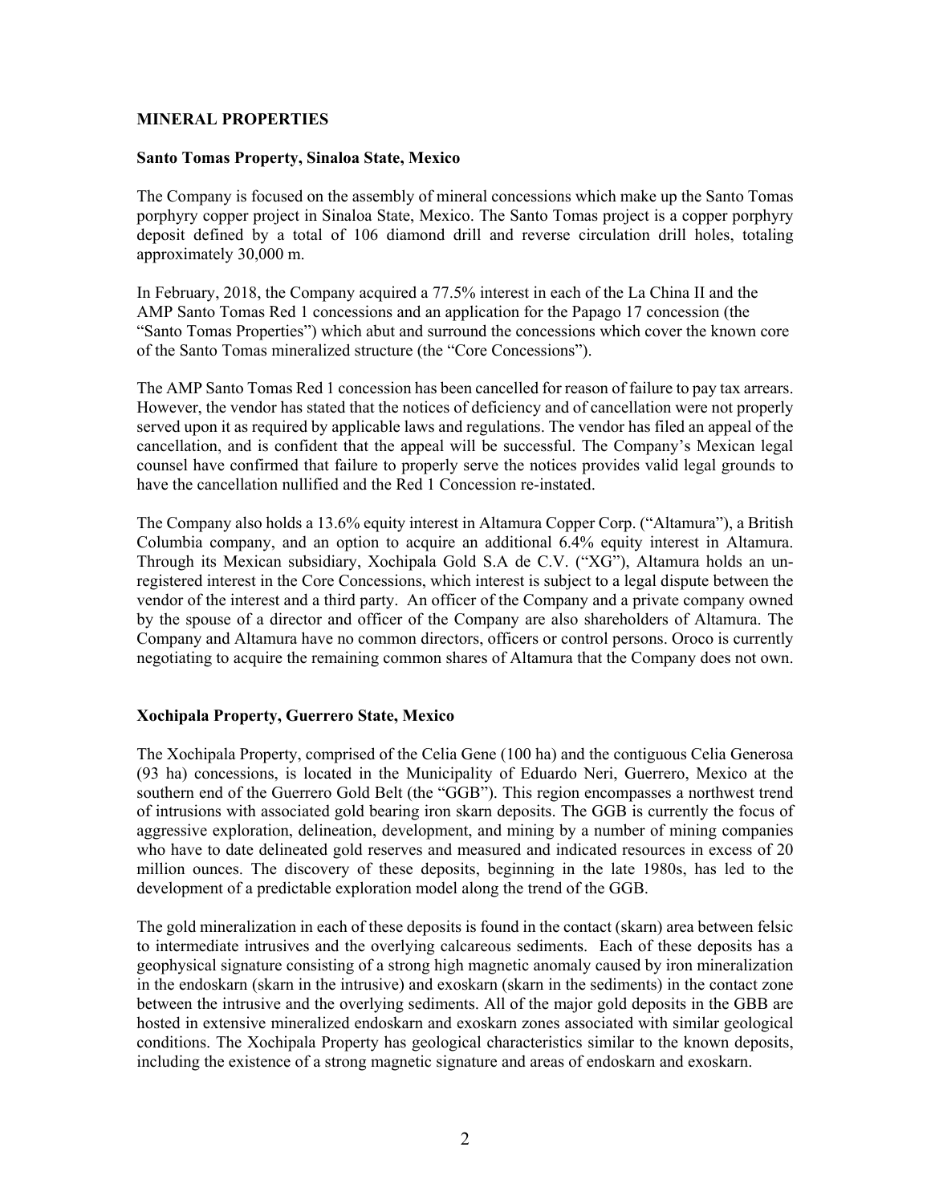# MINERAL PROPERTIES

## Santo Tomas Property, Sinaloa State, Mexico

The Company is focused on the assembly of mineral concessions which make up the Santo Tomas porphyry copper project in Sinaloa State, Mexico. The Santo Tomas project is a copper porphyry deposit defined by a total of 106 diamond drill and reverse circulation drill holes, totaling approximately 30,000 m.

In February, 2018, the Company acquired a 77.5% interest in each of the La China II and the AMP Santo Tomas Red 1 concessions and an application for the Papago 17 concession (the "Santo Tomas Properties") which abut and surround the concessions which cover the known core of the Santo Tomas mineralized structure (the "Core Concessions").

The AMP Santo Tomas Red 1 concession has been cancelled for reason of failure to pay tax arrears. However, the vendor has stated that the notices of deficiency and of cancellation were not properly served upon it as required by applicable laws and regulations. The vendor has filed an appeal of the cancellation, and is confident that the appeal will be successful. The Company's Mexican legal counsel have confirmed that failure to properly serve the notices provides valid legal grounds to have the cancellation nullified and the Red 1 Concession re-instated.

The Company also holds a 13.6% equity interest in Altamura Copper Corp. ("Altamura"), a British Columbia company, and an option to acquire an additional 6.4% equity interest in Altamura. Through its Mexican subsidiary, Xochipala Gold S.A de C.V. ("XG"), Altamura holds an un-registered interest in the Core Concessions, which interest is subject to a legal dispute between the vendor of the interest and a third party. An officer of the Company and a private company owned by the spouse of a director and officer of the Company are also shareholders of Altamura. The Company and Altamura have no common directors, officers or control persons. Oroco is currently negotiating to acquire the remaining common shares of Altamura that the Company does not own.

## Xochipala Property, Guerrero State, Mexico

The Xochipala Property, comprised of the Celia Gene (100 ha) and the contiguous Celia Generosa (93 ha) concessions, is located in the Municipality of Eduardo Neri, Guerrero, Mexico at the southern end of the Guerrero Gold Belt (the "GGB"). This region encompasses a northwest trend of intrusions with associated gold bearing iron skarn deposits. The GGB is currently the focus of aggressive exploration, delineation, development, and mining by a number of mining companies who have to date delineated gold reserves and measured and indicated resources in excess of 20 million ounces. The discovery of these deposits, beginning in the late 1980s, has led to the development of a predictable exploration model along the trend of the GGB.

The gold mineralization in each of these deposits is found in the contact (skarn) area between felsic to intermediate intrusives and the overlying calcareous sediments. Each of these deposits has a geophysical signature consisting of a strong high magnetic anomaly caused by iron mineralization in the endoskarn (skarn in the intrusive) and exoskarn (skarn in the sediments) in the contact zone between the intrusive and the overlying sediments. All of the major gold deposits in the GBB are hosted in extensive mineralized endoskarn and exoskarn zones associated with similar geological conditions. The Xochipala Property has geological characteristics similar to the known deposits, including the existence of a strong magnetic signature and areas of endoskarn and exoskarn.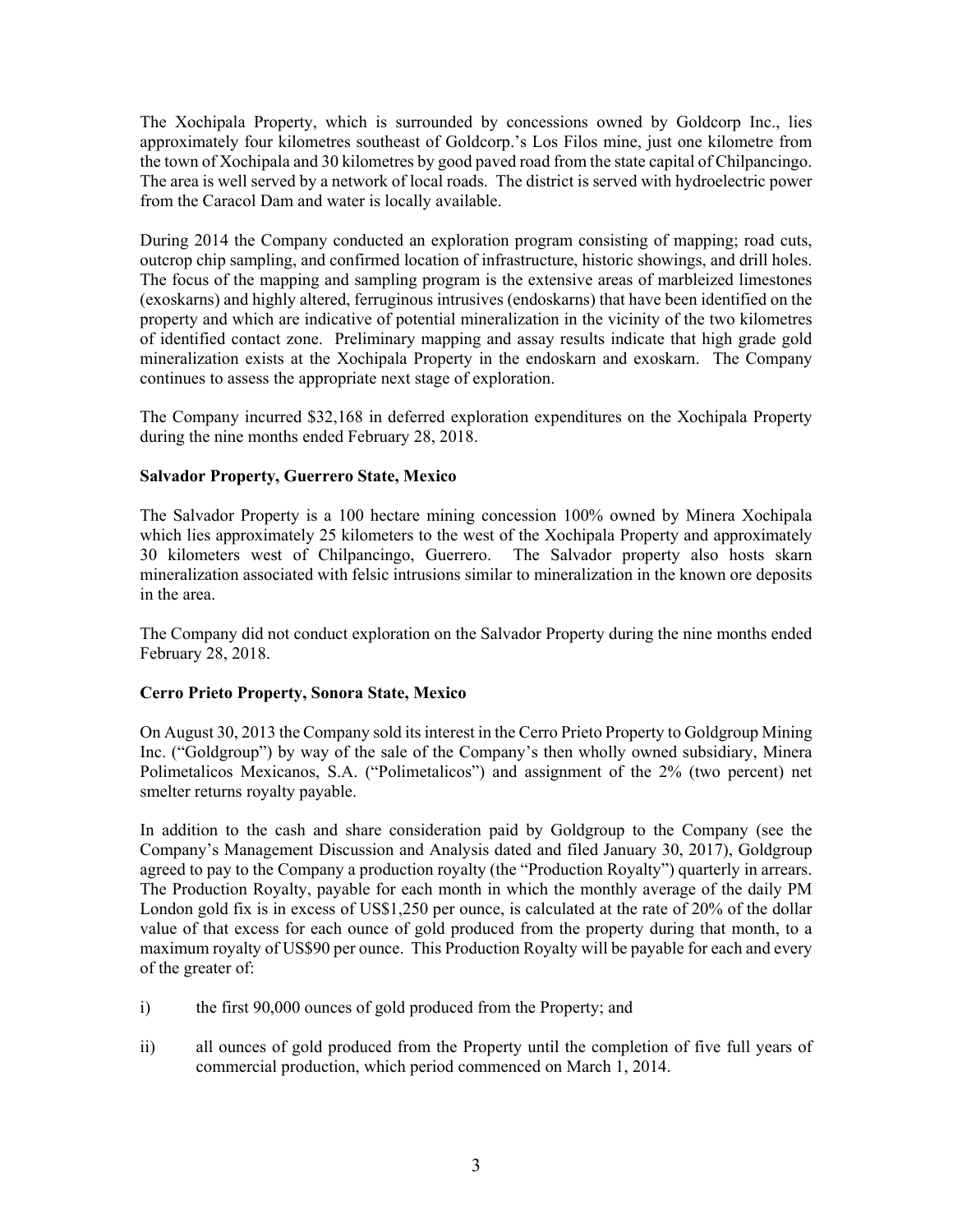The Xochipala Property, which is surrounded by concessions owned by Goldcorp Inc., lies approximately four kilometres southeast of Goldcorp.'s Los Filos mine, just one kilometre from the town of Xochipala and 30 kilometres by good paved road from the state capital of Chilpancingo. The area is well served by a network of local roads. The district is served with hydroelectric power from the Caracol Dam and water is locally available.

During 2014 the Company conducted an exploration program consisting of mapping; road cuts, outcrop chip sampling, and confirmed location of infrastructure, historic showings, and drill holes. The focus of the mapping and sampling program is the extensive areas of marbleized limestones (exoskarns) and highly altered, ferruginous intrusives (endoskarns) that have been identified on the property and which are indicative of potential mineralization in the vicinity of the two kilometres of identified contact zone. Preliminary mapping and assay results indicate that high grade gold mineralization exists at the Xochipala Property in the endoskarn and exoskarn. The Company continues to assess the appropriate next stage of exploration.

The Company incurred $32,168 in deferred exploration expenditures on the Xochipala Property during the nine months ended February 28, 2018.

**Salvador Property, Guerrero State, Mexico**

The Salvador Property is a 100 hectare mining concession 100% owned by Minera Xochipala which lies approximately 25 kilometers to the west of the Xochipala Property and approximately 30 kilometers west of Chilpancingo, Guerrero. The Salvador property also hosts skarn mineralization associated with felsic intrusions similar to mineralization in the known ore deposits in the area.

The Company did not conduct exploration on the Salvador Property during the nine months ended February 28, 2018.

**Cerro Prieto Property, Sonora State, Mexico**

On August 30, 2013 the Company sold its interest in the Cerro Prieto Property to Goldgroup Mining Inc. ("Goldgroup") by way of the sale of the Company's then wholly owned subsidiary, Minera Polimetalicos Mexicanos, S.A. ("Polimetalicos") and assignment of the 2% (two percent) net smelter returns royalty payable.

In addition to the cash and share consideration paid by Goldgroup to the Company (see the Company's Management Discussion and Analysis dated and filed January 30, 2017), Goldgroup agreed to pay to the Company a production royalty (the "Production Royalty") quarterly in arrears. The Production Royalty, payable for each month in which the monthly average of the daily PM London gold fix is in excess of US$1,250 per ounce, is calculated at the rate of 20% of the dollar value of that excess for each ounce of gold produced from the property during that month, to a maximum royalty of US$90 per ounce. This Production Royalty will be payable for each and every of the greater of:

i) the first 90,000 ounces of gold produced from the Property; and

ii) all ounces of gold produced from the Property until the completion of five full years of commercial production, which period commenced on March 1, 2014.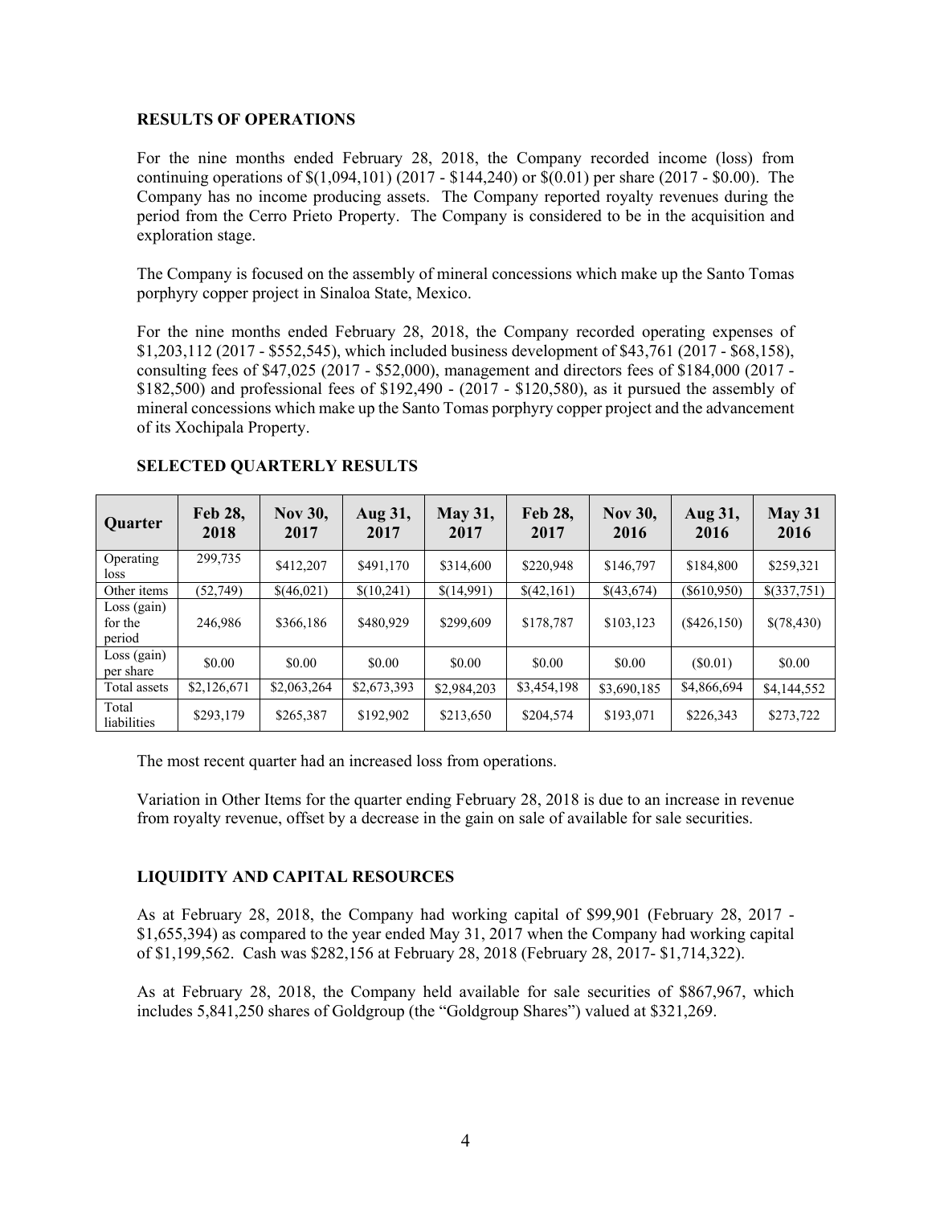## RESULTS OF OPERATIONS

For the nine months ended February 28, 2018, the Company recorded income (loss) from continuing operations of $(1,094,101) (2017 - $144,240) or $(0.01) per share (2017 - $0.00). The Company has no income producing assets. The Company reported royalty revenues during the period from the Cerro Prieto Property. The Company is considered to be in the acquisition and exploration stage.

The Company is focused on the assembly of mineral concessions which make up the Santo Tomas porphyry copper project in Sinaloa State, Mexico.

For the nine months ended February 28, 2018, the Company recorded operating expenses of $1,203,112 (2017 - $552,545), which included business development of $43,761 (2017 - $68,158), consulting fees of $47,025 (2017 - $52,000), management and directors fees of $184,000 (2017 - $182,500) and professional fees of $192,490 - (2017 - $120,580), as it pursued the assembly of mineral concessions which make up the Santo Tomas porphyry copper project and the advancement of its Xochipala Property.

## SELECTED QUARTERLY RESULTS

| Quarter | Feb 28, 2018 | Nov 30, 2017 | Aug 31, 2017 | May 31, 2017 | Feb 28, 2017 | Nov 30, 2016 | Aug 31, 2016 | May 31 2016 |
|---|---|---|---|---|---|---|---|---|
| Operating loss | 299,735 | $412,207 | $491,170 | $314,600 | $220,948 | $146,797 | $184,800 | $259,321 |
| Other items | (52,749) | $(46,021) | $(10,241) | $(14,991) | $(42,161) | $(43,674) | ($610,950) | $(337,751) |
| Loss (gain) for the period | 246,986 | $366,186 | $480,929 | $299,609 | $178,787 | $103,123 | ($426,150) | $(78,430) |
| Loss (gain) per share | $0.00 | $0.00 | $0.00 | $0.00 | $0.00 | $0.00 | ($0.01) | $0.00 |
| Total assets | $2,126,671 | $2,063,264 | $2,673,393 | $2,984,203 | $3,454,198 | $3,690,185 | $4,866,694 | $4,144,552 |
| Total liabilities | $293,179 | $265,387 | $192,902 | $213,650 | $204,574 | $193,071 | $226,343 | $273,722 |

The most recent quarter had an increased loss from operations.

Variation in Other Items for the quarter ending February 28, 2018 is due to an increase in revenue from royalty revenue, offset by a decrease in the gain on sale of available for sale securities.

## LIQUIDITY AND CAPITAL RESOURCES

As at February 28, 2018, the Company had working capital of $99,901 (February 28, 2017 - $1,655,394) as compared to the year ended May 31, 2017 when the Company had working capital of $1,199,562. Cash was $282,156 at February 28, 2018 (February 28, 2017- $1,714,322).

As at February 28, 2018, the Company held available for sale securities of $867,967, which includes 5,841,250 shares of Goldgroup (the "Goldgroup Shares") valued at $321,269.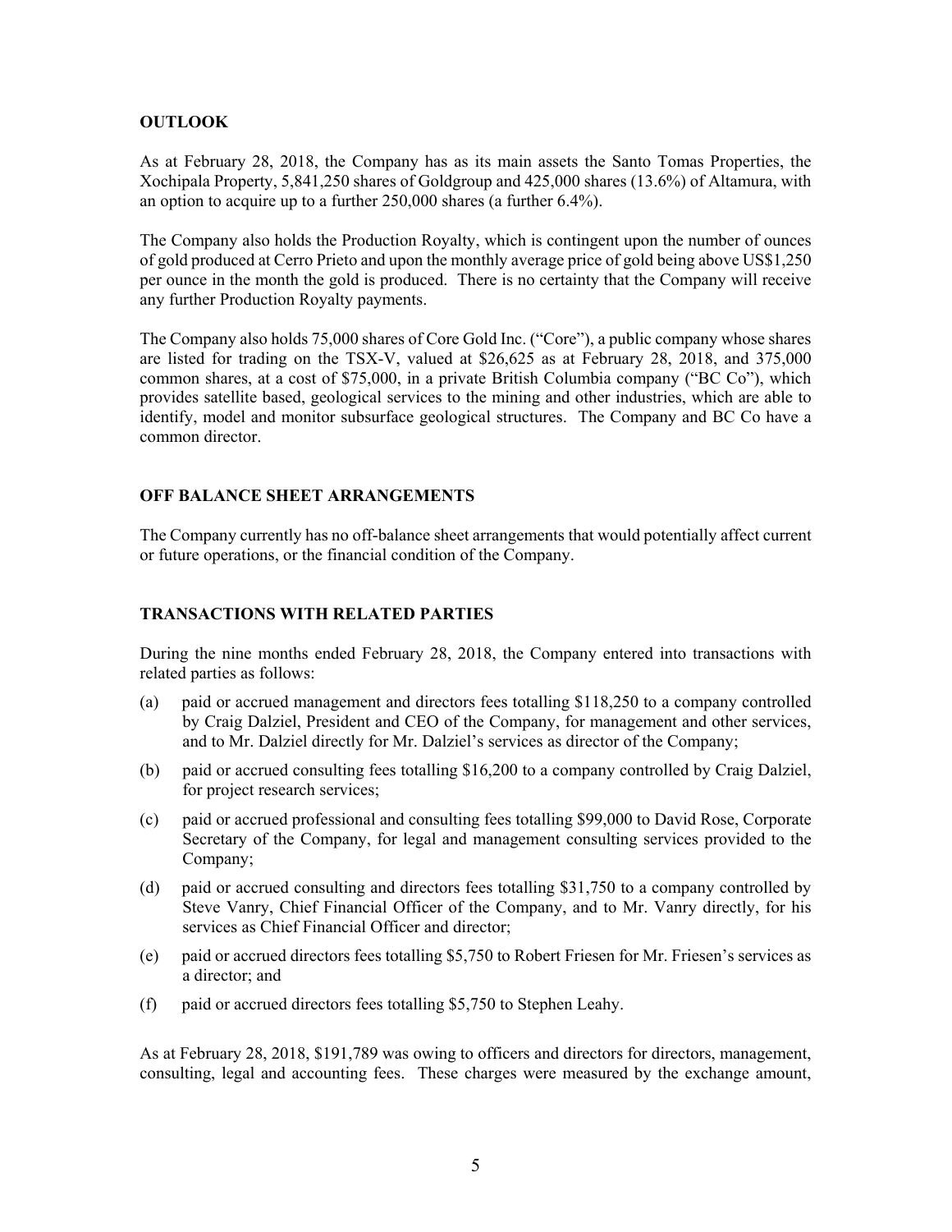## OUTLOOK

As at February 28, 2018, the Company has as its main assets the Santo Tomas Properties, the Xochipala Property, 5,841,250 shares of Goldgroup and 425,000 shares (13.6%) of Altamura, with an option to acquire up to a further 250,000 shares (a further 6.4%).

The Company also holds the Production Royalty, which is contingent upon the number of ounces of gold produced at Cerro Prieto and upon the monthly average price of gold being above US$1,250 per ounce in the month the gold is produced. There is no certainty that the Company will receive any further Production Royalty payments.

The Company also holds 75,000 shares of Core Gold Inc. ("Core"), a public company whose shares are listed for trading on the TSX-V, valued at $26,625 as at February 28, 2018, and 375,000 common shares, at a cost of $75,000, in a private British Columbia company ("BC Co"), which provides satellite based, geological services to the mining and other industries, which are able to identify, model and monitor subsurface geological structures. The Company and BC Co have a common director.

## OFF BALANCE SHEET ARRANGEMENTS

The Company currently has no off-balance sheet arrangements that would potentially affect current or future operations, or the financial condition of the Company.

## TRANSACTIONS WITH RELATED PARTIES

During the nine months ended February 28, 2018, the Company entered into transactions with related parties as follows:

(a) paid or accrued management and directors fees totalling $118,250 to a company controlled by Craig Dalziel, President and CEO of the Company, for management and other services, and to Mr. Dalziel directly for Mr. Dalziel's services as director of the Company;

(b) paid or accrued consulting fees totalling $16,200 to a company controlled by Craig Dalziel, for project research services;

(c) paid or accrued professional and consulting fees totalling $99,000 to David Rose, Corporate Secretary of the Company, for legal and management consulting services provided to the Company;

(d) paid or accrued consulting and directors fees totalling $31,750 to a company controlled by Steve Vanry, Chief Financial Officer of the Company, and to Mr. Vanry directly, for his services as Chief Financial Officer and director;

(e) paid or accrued directors fees totalling $5,750 to Robert Friesen for Mr. Friesen's services as a director; and

(f) paid or accrued directors fees totalling $5,750 to Stephen Leahy.

As at February 28, 2018, $191,789 was owing to officers and directors for directors, management, consulting, legal and accounting fees. These charges were measured by the exchange amount,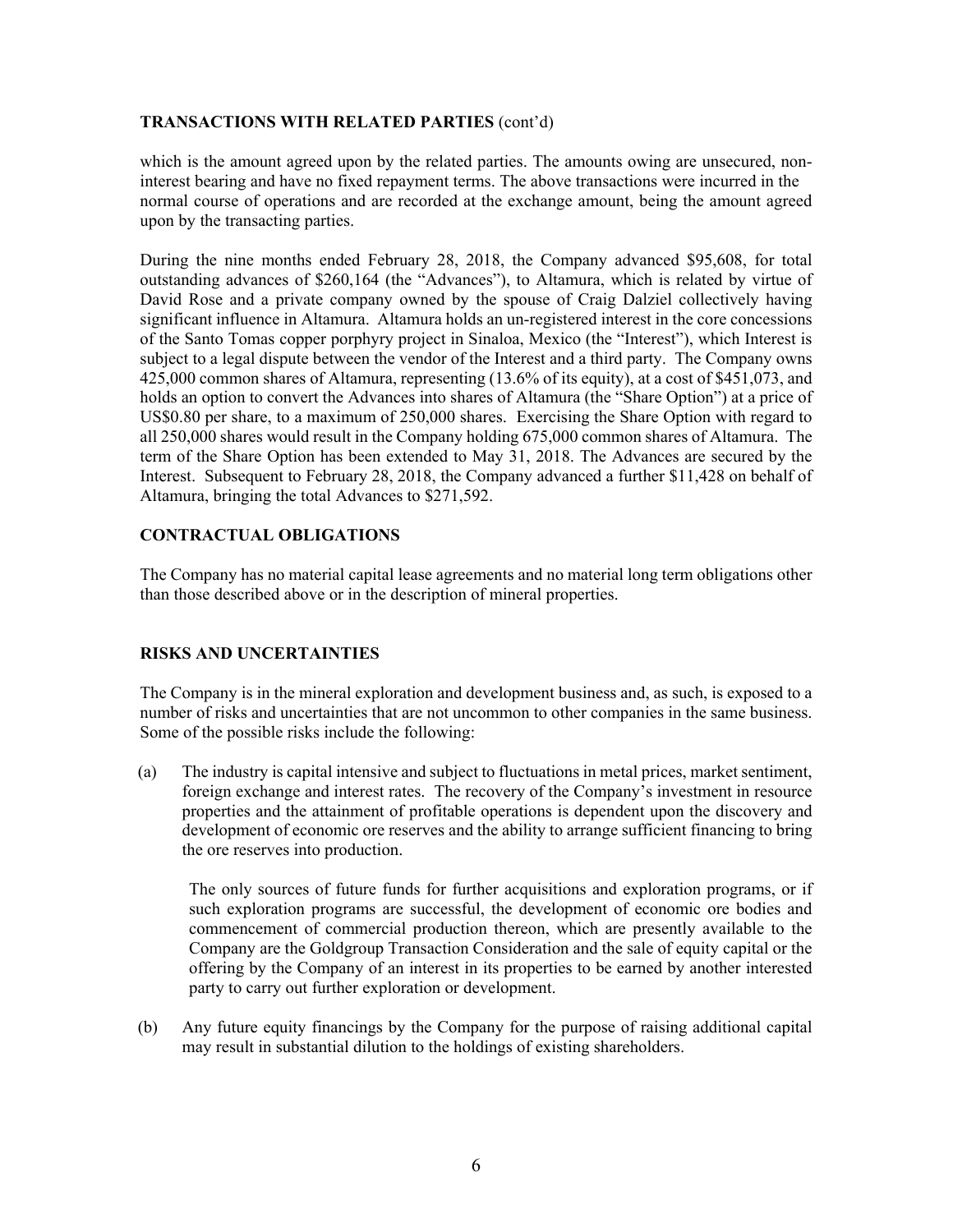**TRANSACTIONS WITH RELATED PARTIES** (cont'd)

which is the amount agreed upon by the related parties. The amounts owing are unsecured, non-interest bearing and have no fixed repayment terms. The above transactions were incurred in the normal course of operations and are recorded at the exchange amount, being the amount agreed upon by the transacting parties.

During the nine months ended February 28, 2018, the Company advanced $95,608, for total outstanding advances of $260,164 (the "Advances"), to Altamura, which is related by virtue of David Rose and a private company owned by the spouse of Craig Dalziel collectively having significant influence in Altamura. Altamura holds an un-registered interest in the core concessions of the Santo Tomas copper porphyry project in Sinaloa, Mexico (the "Interest"), which Interest is subject to a legal dispute between the vendor of the Interest and a third party. The Company owns 425,000 common shares of Altamura, representing (13.6% of its equity), at a cost of $451,073, and holds an option to convert the Advances into shares of Altamura (the "Share Option") at a price of US$0.80 per share, to a maximum of 250,000 shares. Exercising the Share Option with regard to all 250,000 shares would result in the Company holding 675,000 common shares of Altamura. The term of the Share Option has been extended to May 31, 2018. The Advances are secured by the Interest. Subsequent to February 28, 2018, the Company advanced a further $11,428 on behalf of Altamura, bringing the total Advances to $271,592.

**CONTRACTUAL OBLIGATIONS**

The Company has no material capital lease agreements and no material long term obligations other than those described above or in the description of mineral properties.

**RISKS AND UNCERTAINTIES**

The Company is in the mineral exploration and development business and, as such, is exposed to a number of risks and uncertainties that are not uncommon to other companies in the same business. Some of the possible risks include the following:

(a) The industry is capital intensive and subject to fluctuations in metal prices, market sentiment, foreign exchange and interest rates. The recovery of the Company's investment in resource properties and the attainment of profitable operations is dependent upon the discovery and development of economic ore reserves and the ability to arrange sufficient financing to bring the ore reserves into production.

    The only sources of future funds for further acquisitions and exploration programs, or if such exploration programs are successful, the development of economic ore bodies and commencement of commercial production thereon, which are presently available to the Company are the Goldgroup Transaction Consideration and the sale of equity capital or the offering by the Company of an interest in its properties to be earned by another interested party to carry out further exploration or development.

(b) Any future equity financings by the Company for the purpose of raising additional capital may result in substantial dilution to the holdings of existing shareholders.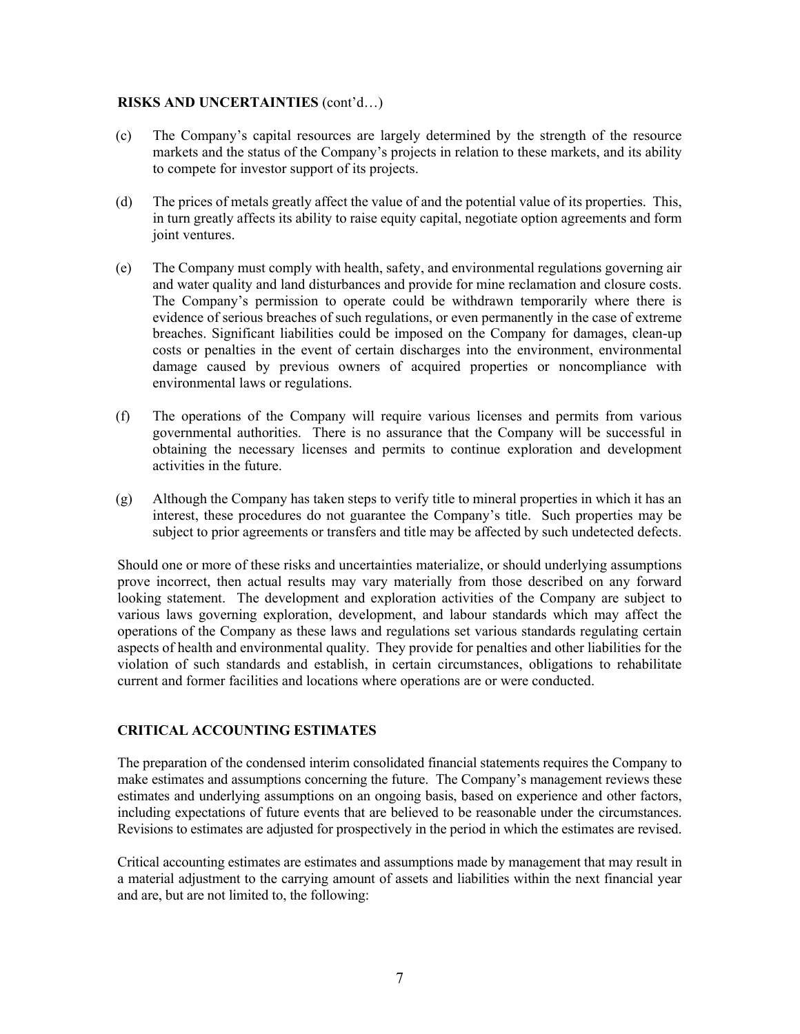**RISKS AND UNCERTAINTIES** (cont'd…)

(c) The Company's capital resources are largely determined by the strength of the resource markets and the status of the Company's projects in relation to these markets, and its ability to compete for investor support of its projects.

(d) The prices of metals greatly affect the value of and the potential value of its properties. This, in turn greatly affects its ability to raise equity capital, negotiate option agreements and form joint ventures.

(e) The Company must comply with health, safety, and environmental regulations governing air and water quality and land disturbances and provide for mine reclamation and closure costs. The Company's permission to operate could be withdrawn temporarily where there is evidence of serious breaches of such regulations, or even permanently in the case of extreme breaches. Significant liabilities could be imposed on the Company for damages, clean-up costs or penalties in the event of certain discharges into the environment, environmental damage caused by previous owners of acquired properties or noncompliance with environmental laws or regulations.

(f) The operations of the Company will require various licenses and permits from various governmental authorities. There is no assurance that the Company will be successful in obtaining the necessary licenses and permits to continue exploration and development activities in the future.

(g) Although the Company has taken steps to verify title to mineral properties in which it has an interest, these procedures do not guarantee the Company's title. Such properties may be subject to prior agreements or transfers and title may be affected by such undetected defects.

Should one or more of these risks and uncertainties materialize, or should underlying assumptions prove incorrect, then actual results may vary materially from those described on any forward looking statement. The development and exploration activities of the Company are subject to various laws governing exploration, development, and labour standards which may affect the operations of the Company as these laws and regulations set various standards regulating certain aspects of health and environmental quality. They provide for penalties and other liabilities for the violation of such standards and establish, in certain circumstances, obligations to rehabilitate current and former facilities and locations where operations are or were conducted.

## CRITICAL ACCOUNTING ESTIMATES

The preparation of the condensed interim consolidated financial statements requires the Company to make estimates and assumptions concerning the future. The Company's management reviews these estimates and underlying assumptions on an ongoing basis, based on experience and other factors, including expectations of future events that are believed to be reasonable under the circumstances. Revisions to estimates are adjusted for prospectively in the period in which the estimates are revised.

Critical accounting estimates are estimates and assumptions made by management that may result in a material adjustment to the carrying amount of assets and liabilities within the next financial year and are, but are not limited to, the following: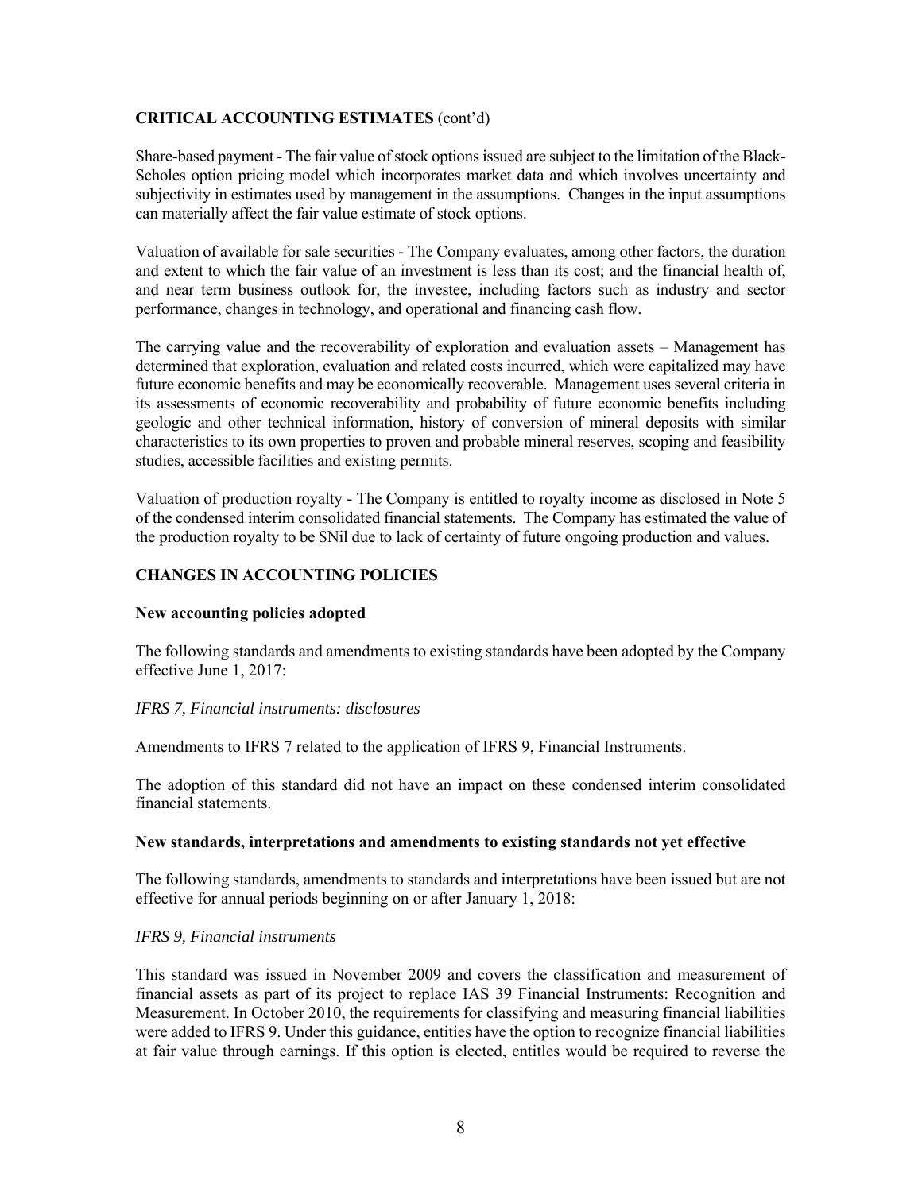## CRITICAL ACCOUNTING ESTIMATES (cont'd)

Share-based payment - The fair value of stock options issued are subject to the limitation of the Black-Scholes option pricing model which incorporates market data and which involves uncertainty and subjectivity in estimates used by management in the assumptions. Changes in the input assumptions can materially affect the fair value estimate of stock options.

Valuation of available for sale securities - The Company evaluates, among other factors, the duration and extent to which the fair value of an investment is less than its cost; and the financial health of, and near term business outlook for, the investee, including factors such as industry and sector performance, changes in technology, and operational and financing cash flow.

The carrying value and the recoverability of exploration and evaluation assets – Management has determined that exploration, evaluation and related costs incurred, which were capitalized may have future economic benefits and may be economically recoverable. Management uses several criteria in its assessments of economic recoverability and probability of future economic benefits including geologic and other technical information, history of conversion of mineral deposits with similar characteristics to its own properties to proven and probable mineral reserves, scoping and feasibility studies, accessible facilities and existing permits.

Valuation of production royalty - The Company is entitled to royalty income as disclosed in Note 5 of the condensed interim consolidated financial statements. The Company has estimated the value of the production royalty to be $Nil due to lack of certainty of future ongoing production and values.

## CHANGES IN ACCOUNTING POLICIES

### New accounting policies adopted

The following standards and amendments to existing standards have been adopted by the Company effective June 1, 2017:

*IFRS 7, Financial instruments: disclosures*

Amendments to IFRS 7 related to the application of IFRS 9, Financial Instruments.

The adoption of this standard did not have an impact on these condensed interim consolidated financial statements.

### New standards, interpretations and amendments to existing standards not yet effective

The following standards, amendments to standards and interpretations have been issued but are not effective for annual periods beginning on or after January 1, 2018:

*IFRS 9, Financial instruments*

This standard was issued in November 2009 and covers the classification and measurement of financial assets as part of its project to replace IAS 39 Financial Instruments: Recognition and Measurement. In October 2010, the requirements for classifying and measuring financial liabilities were added to IFRS 9. Under this guidance, entities have the option to recognize financial liabilities at fair value through earnings. If this option is elected, entitles would be required to reverse the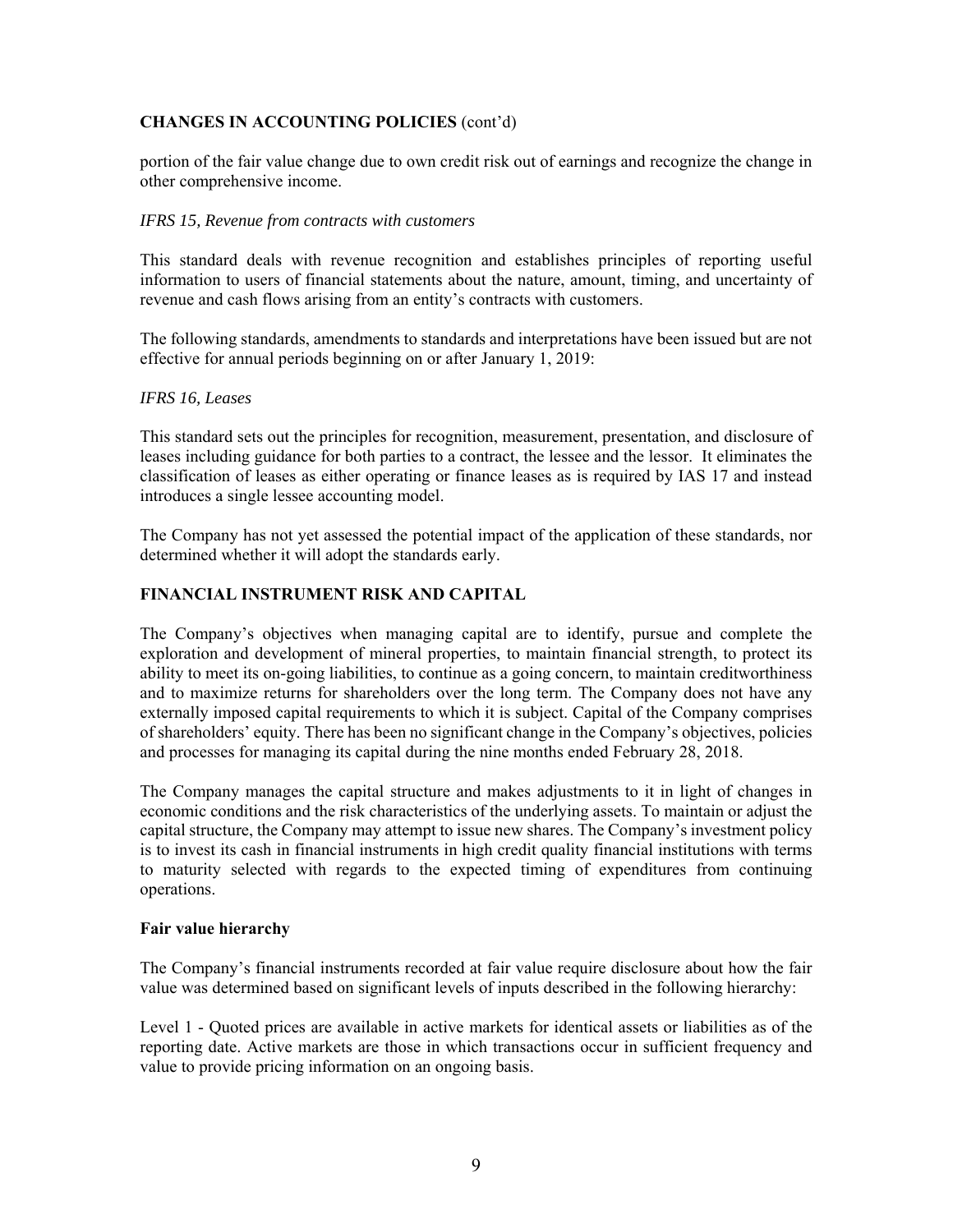## CHANGES IN ACCOUNTING POLICIES (cont'd)

portion of the fair value change due to own credit risk out of earnings and recognize the change in other comprehensive income.

*IFRS 15, Revenue from contracts with customers*

This standard deals with revenue recognition and establishes principles of reporting useful information to users of financial statements about the nature, amount, timing, and uncertainty of revenue and cash flows arising from an entity's contracts with customers.

The following standards, amendments to standards and interpretations have been issued but are not effective for annual periods beginning on or after January 1, 2019:

*IFRS 16, Leases*

This standard sets out the principles for recognition, measurement, presentation, and disclosure of leases including guidance for both parties to a contract, the lessee and the lessor. It eliminates the classification of leases as either operating or finance leases as is required by IAS 17 and instead introduces a single lessee accounting model.

The Company has not yet assessed the potential impact of the application of these standards, nor determined whether it will adopt the standards early.

## FINANCIAL INSTRUMENT RISK AND CAPITAL

The Company's objectives when managing capital are to identify, pursue and complete the exploration and development of mineral properties, to maintain financial strength, to protect its ability to meet its on-going liabilities, to continue as a going concern, to maintain creditworthiness and to maximize returns for shareholders over the long term. The Company does not have any externally imposed capital requirements to which it is subject. Capital of the Company comprises of shareholders' equity. There has been no significant change in the Company's objectives, policies and processes for managing its capital during the nine months ended February 28, 2018.

The Company manages the capital structure and makes adjustments to it in light of changes in economic conditions and the risk characteristics of the underlying assets. To maintain or adjust the capital structure, the Company may attempt to issue new shares. The Company's investment policy is to invest its cash in financial instruments in high credit quality financial institutions with terms to maturity selected with regards to the expected timing of expenditures from continuing operations.

### Fair value hierarchy

The Company's financial instruments recorded at fair value require disclosure about how the fair value was determined based on significant levels of inputs described in the following hierarchy:

Level 1 - Quoted prices are available in active markets for identical assets or liabilities as of the reporting date. Active markets are those in which transactions occur in sufficient frequency and value to provide pricing information on an ongoing basis.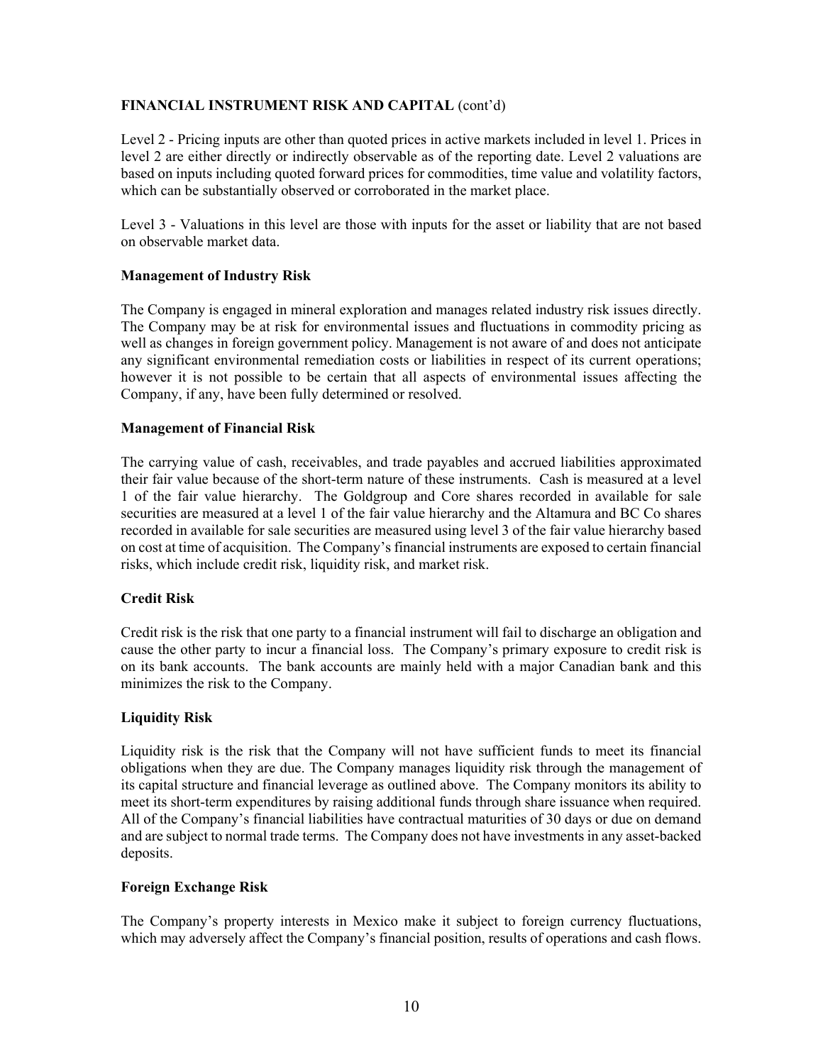**FINANCIAL INSTRUMENT RISK AND CAPITAL** (cont'd)

Level 2 - Pricing inputs are other than quoted prices in active markets included in level 1. Prices in level 2 are either directly or indirectly observable as of the reporting date. Level 2 valuations are based on inputs including quoted forward prices for commodities, time value and volatility factors, which can be substantially observed or corroborated in the market place.

Level 3 - Valuations in this level are those with inputs for the asset or liability that are not based on observable market data.

**Management of Industry Risk**

The Company is engaged in mineral exploration and manages related industry risk issues directly. The Company may be at risk for environmental issues and fluctuations in commodity pricing as well as changes in foreign government policy. Management is not aware of and does not anticipate any significant environmental remediation costs or liabilities in respect of its current operations; however it is not possible to be certain that all aspects of environmental issues affecting the Company, if any, have been fully determined or resolved.

**Management of Financial Risk**

The carrying value of cash, receivables, and trade payables and accrued liabilities approximated their fair value because of the short-term nature of these instruments. Cash is measured at a level 1 of the fair value hierarchy. The Goldgroup and Core shares recorded in available for sale securities are measured at a level 1 of the fair value hierarchy and the Altamura and BC Co shares recorded in available for sale securities are measured using level 3 of the fair value hierarchy based on cost at time of acquisition. The Company's financial instruments are exposed to certain financial risks, which include credit risk, liquidity risk, and market risk.

**Credit Risk**

Credit risk is the risk that one party to a financial instrument will fail to discharge an obligation and cause the other party to incur a financial loss. The Company's primary exposure to credit risk is on its bank accounts. The bank accounts are mainly held with a major Canadian bank and this minimizes the risk to the Company.

**Liquidity Risk**

Liquidity risk is the risk that the Company will not have sufficient funds to meet its financial obligations when they are due. The Company manages liquidity risk through the management of its capital structure and financial leverage as outlined above. The Company monitors its ability to meet its short-term expenditures by raising additional funds through share issuance when required. All of the Company's financial liabilities have contractual maturities of 30 days or due on demand and are subject to normal trade terms. The Company does not have investments in any asset-backed deposits.

**Foreign Exchange Risk**

The Company's property interests in Mexico make it subject to foreign currency fluctuations, which may adversely affect the Company's financial position, results of operations and cash flows.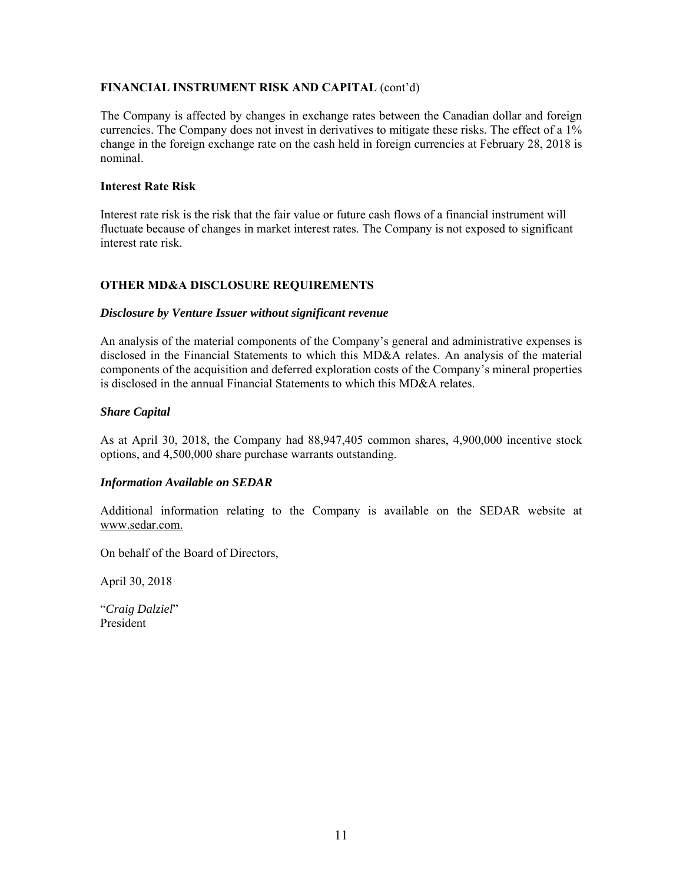## FINANCIAL INSTRUMENT RISK AND CAPITAL (cont'd)

The Company is affected by changes in exchange rates between the Canadian dollar and foreign currencies. The Company does not invest in derivatives to mitigate these risks. The effect of a 1% change in the foreign exchange rate on the cash held in foreign currencies at February 28, 2018 is nominal.

### Interest Rate Risk

Interest rate risk is the risk that the fair value or future cash flows of a financial instrument will fluctuate because of changes in market interest rates. The Company is not exposed to significant interest rate risk.

## OTHER MD&A DISCLOSURE REQUIREMENTS

### *Disclosure by Venture Issuer without significant revenue*

An analysis of the material components of the Company's general and administrative expenses is disclosed in the Financial Statements to which this MD&A relates. An analysis of the material components of the acquisition and deferred exploration costs of the Company's mineral properties is disclosed in the annual Financial Statements to which this MD&A relates.

### *Share Capital*

As at April 30, 2018, the Company had 88,947,405 common shares, 4,900,000 incentive stock options, and 4,500,000 share purchase warrants outstanding.

### *Information Available on SEDAR*

Additional information relating to the Company is available on the SEDAR website at www.sedar.com.

On behalf of the Board of Directors,

April 30, 2018

"*Craig Dalziel*"
President